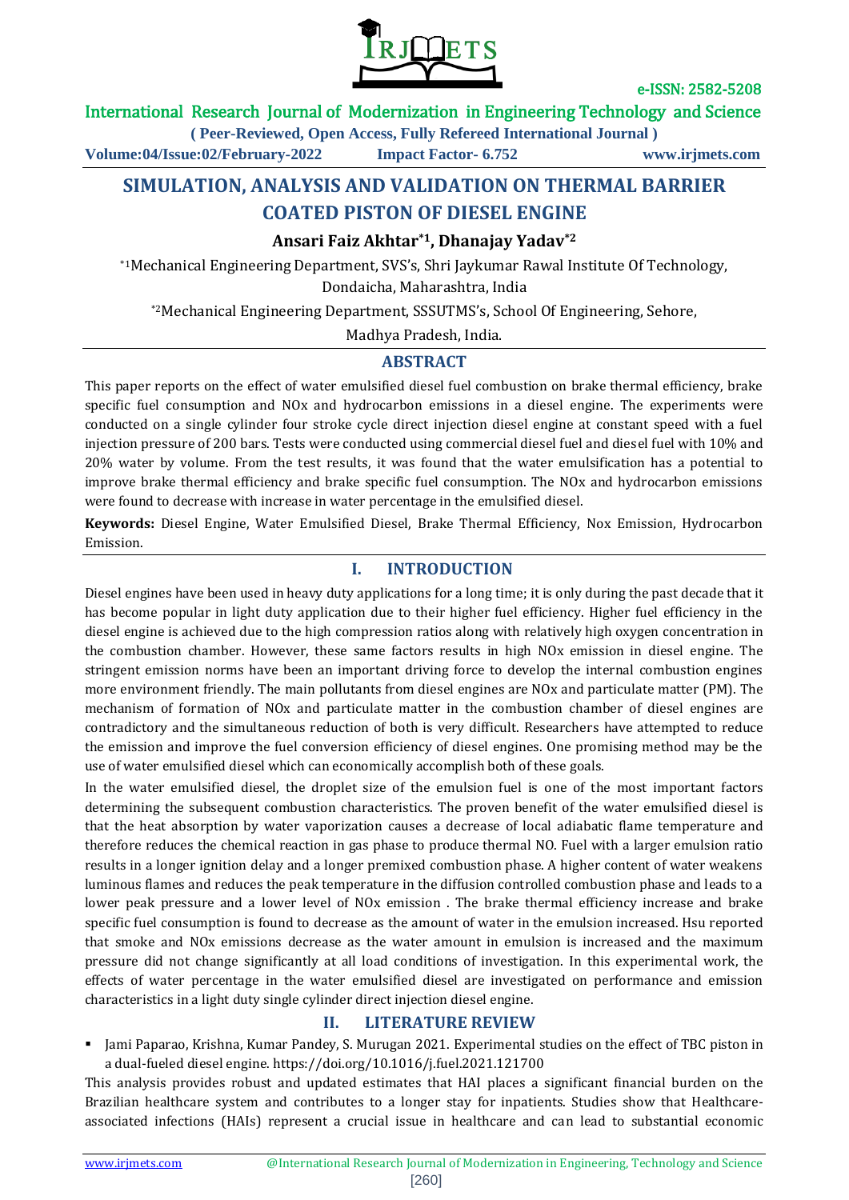# SIMULATION, ANALYSIS AND VALIDATION ON THERMAL BARRIER COATED PISTON OF DIESEL ENGINE

**Ansari Faiz Akhtar[*1], Dhanajay Yadav[*2]**

[*1]Mechanical Engineering Department, SVS's, Shri Jaykumar Rawal Institute Of Technology, Dondaicha, Maharashtra, India

[*2]Mechanical Engineering Department, SSSUTMS's, School Of Engineering, Sehore, Madhya Pradesh, India.

## ABSTRACT

This paper reports on the effect of water emulsified diesel fuel combustion on brake thermal efficiency, brake specific fuel consumption and NOx and hydrocarbon emissions in a diesel engine. The experiments were conducted on a single cylinder four stroke cycle direct injection diesel engine at constant speed with a fuel injection pressure of 200 bars. Tests were conducted using commercial diesel fuel and diesel fuel with 10% and 20% water by volume. From the test results, it was found that the water emulsification has a potential to improve brake thermal efficiency and brake specific fuel consumption. The NOx and hydrocarbon emissions were found to decrease with increase in water percentage in the emulsified diesel.

**Keywords:** Diesel Engine, Water Emulsified Diesel, Brake Thermal Efficiency, Nox Emission, Hydrocarbon Emission.

## I. INTRODUCTION

Diesel engines have been used in heavy duty applications for a long time; it is only during the past decade that it has become popular in light duty application due to their higher fuel efficiency. Higher fuel efficiency in the diesel engine is achieved due to the high compression ratios along with relatively high oxygen concentration in the combustion chamber. However, these same factors results in high NOx emission in diesel engine. The stringent emission norms have been an important driving force to develop the internal combustion engines more environment friendly. The main pollutants from diesel engines are NOx and particulate matter (PM). The mechanism of formation of NOx and particulate matter in the combustion chamber of diesel engines are contradictory and the simultaneous reduction of both is very difficult. Researchers have attempted to reduce the emission and improve the fuel conversion efficiency of diesel engines. One promising method may be the use of water emulsified diesel which can economically accomplish both of these goals.

In the water emulsified diesel, the droplet size of the emulsion fuel is one of the most important factors determining the subsequent combustion characteristics. The proven benefit of the water emulsified diesel is that the heat absorption by water vaporization causes a decrease of local adiabatic flame temperature and therefore reduces the chemical reaction in gas phase to produce thermal NO. Fuel with a larger emulsion ratio results in a longer ignition delay and a longer premixed combustion phase. A higher content of water weakens luminous flames and reduces the peak temperature in the diffusion controlled combustion phase and leads to a lower peak pressure and a lower level of NOx emission . The brake thermal efficiency increase and brake specific fuel consumption is found to decrease as the amount of water in the emulsion increased. Hsu reported that smoke and NOx emissions decrease as the water amount in emulsion is increased and the maximum pressure did not change significantly at all load conditions of investigation. In this experimental work, the effects of water percentage in the water emulsified diesel are investigated on performance and emission characteristics in a light duty single cylinder direct injection diesel engine.

## II. LITERATURE REVIEW

- Jami Paparao, Krishna, Kumar Pandey, S. Murugan 2021. Experimental studies on the effect of TBC piston in a dual-fueled diesel engine. https://doi.org/10.1016/j.fuel.2021.121700

This analysis provides robust and updated estimates that HAI places a significant financial burden on the Brazilian healthcare system and contributes to a longer stay for inpatients. Studies show that Healthcare-associated infections (HAIs) represent a crucial issue in healthcare and can lead to substantial economic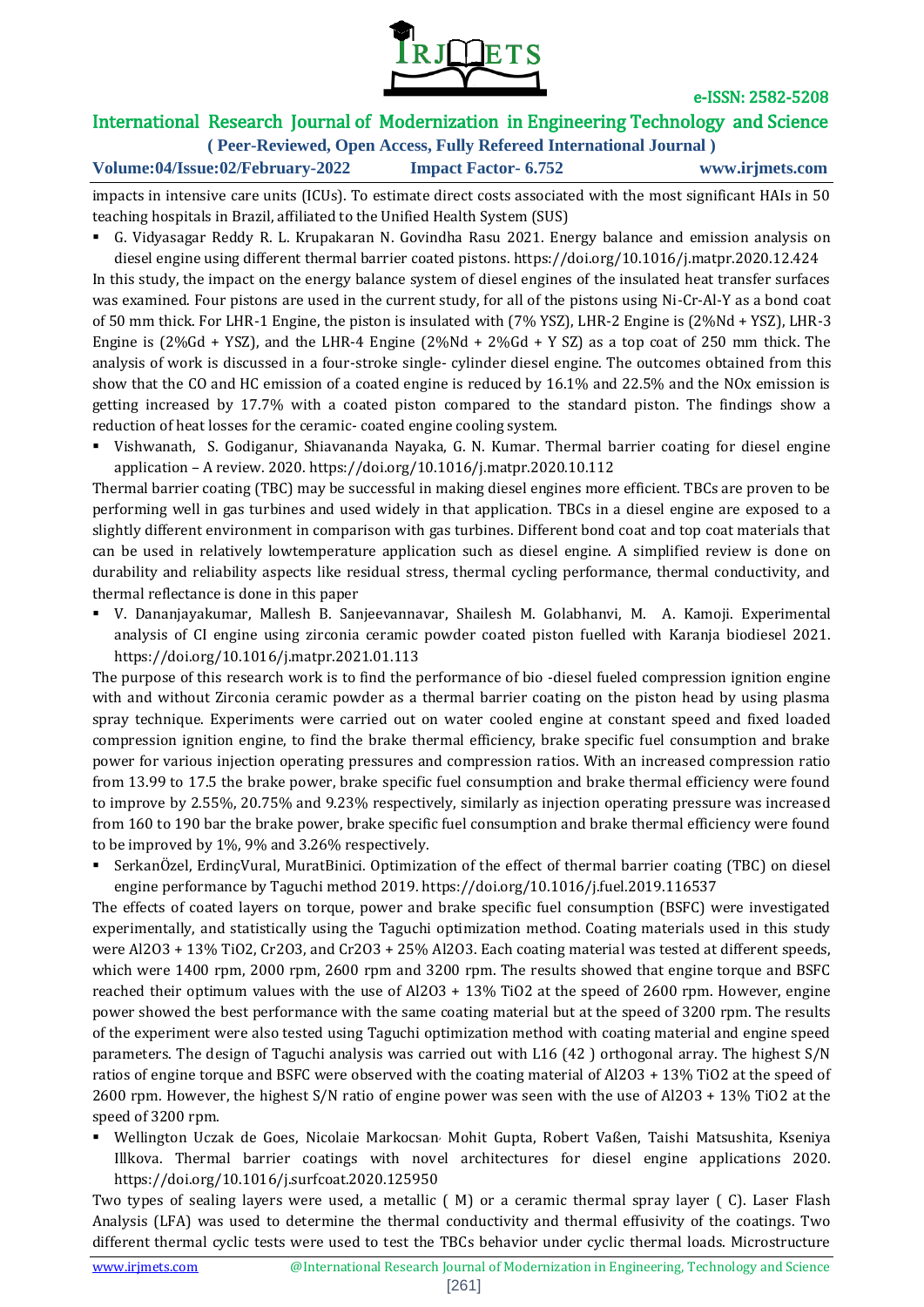impacts in intensive care units (ICUs). To estimate direct costs associated with the most significant HAIs in 50 teaching hospitals in Brazil, affiliated to the Unified Health System (SUS)

- G. Vidyasagar Reddy R. L. Krupakaran N. Govindha Rasu 2021. Energy balance and emission analysis on diesel engine using different thermal barrier coated pistons. https://doi.org/10.1016/j.matpr.2020.12.424

In this study, the impact on the energy balance system of diesel engines of the insulated heat transfer surfaces was examined. Four pistons are used in the current study, for all of the pistons using Ni-Cr-Al-Y as a bond coat of 50 mm thick. For LHR-1 Engine, the piston is insulated with (7% YSZ), LHR-2 Engine is (2%Nd + YSZ), LHR-3 Engine is (2%Gd + YSZ), and the LHR-4 Engine (2%Nd + 2%Gd + Y SZ) as a top coat of 250 mm thick. The analysis of work is discussed in a four-stroke single- cylinder diesel engine. The outcomes obtained from this show that the CO and HC emission of a coated engine is reduced by 16.1% and 22.5% and the NOx emission is getting increased by 17.7% with a coated piston compared to the standard piston. The findings show a reduction of heat losses for the ceramic- coated engine cooling system.

- Vishwanath, S. Godiganur, Shiavananda Nayaka, G. N. Kumar. Thermal barrier coating for diesel engine application – A review. 2020. https://doi.org/10.1016/j.matpr.2020.10.112

Thermal barrier coating (TBC) may be successful in making diesel engines more efficient. TBCs are proven to be performing well in gas turbines and used widely in that application. TBCs in a diesel engine are exposed to a slightly different environment in comparison with gas turbines. Different bond coat and top coat materials that can be used in relatively lowtemperature application such as diesel engine. A simplified review is done on durability and reliability aspects like residual stress, thermal cycling performance, thermal conductivity, and thermal reflectance is done in this paper

- V. Dananjayakumar, Mallesh B. Sanjeevannavar, Shailesh M. Golabhanvi, M. A. Kamoji. Experimental analysis of CI engine using zirconia ceramic powder coated piston fuelled with Karanja biodiesel 2021. https://doi.org/10.1016/j.matpr.2021.01.113

The purpose of this research work is to find the performance of bio -diesel fueled compression ignition engine with and without Zirconia ceramic powder as a thermal barrier coating on the piston head by using plasma spray technique. Experiments were carried out on water cooled engine at constant speed and fixed loaded compression ignition engine, to find the brake thermal efficiency, brake specific fuel consumption and brake power for various injection operating pressures and compression ratios. With an increased compression ratio from 13.99 to 17.5 the brake power, brake specific fuel consumption and brake thermal efficiency were found to improve by 2.55%, 20.75% and 9.23% respectively, similarly as injection operating pressure was increased from 160 to 190 bar the brake power, brake specific fuel consumption and brake thermal efficiency were found to be improved by 1%, 9% and 3.26% respectively.

- SerkanÖzel, ErdinçVural, MuratBinici. Optimization of the effect of thermal barrier coating (TBC) on diesel engine performance by Taguchi method 2019. https://doi.org/10.1016/j.fuel.2019.116537

The effects of coated layers on torque, power and brake specific fuel consumption (BSFC) were investigated experimentally, and statistically using the Taguchi optimization method. Coating materials used in this study were $Al_2O_3$ + 13% $TiO_2$, $Cr_2O_3$, and $Cr_2O_3$ + 25% $Al_2O_3$. Each coating material was tested at different speeds, which were 1400 rpm, 2000 rpm, 2600 rpm and 3200 rpm. The results showed that engine torque and BSFC reached their optimum values with the use of $Al_2O_3$ + 13% $TiO_2$ at the speed of 2600 rpm. However, engine power showed the best performance with the same coating material but at the speed of 3200 rpm. The results of the experiment were also tested using Taguchi optimization method with coating material and engine speed parameters. The design of Taguchi analysis was carried out with L16 ($4^2$ ) orthogonal array. The highest S/N ratios of engine torque and BSFC were observed with the coating material of $Al_2O_3$ + 13% $TiO_2$ at the speed of 2600 rpm. However, the highest S/N ratio of engine power was seen with the use of $Al_2O_3$ + 13% $TiO_2$ at the speed of 3200 rpm.

- Wellington Uczak de Goes, Nicolaie Markocsan, Mohit Gupta, Robert Vaßen, Taishi Matsushita, Kseniya Illkova. Thermal barrier coatings with novel architectures for diesel engine applications 2020. https://doi.org/10.1016/j.surfcoat.2020.125950

Two types of sealing layers were used, a metallic ( M) or a ceramic thermal spray layer ( C). Laser Flash Analysis (LFA) was used to determine the thermal conductivity and thermal effusivity of the coatings. Two different thermal cyclic tests were used to test the TBCs behavior under cyclic thermal loads. Microstructure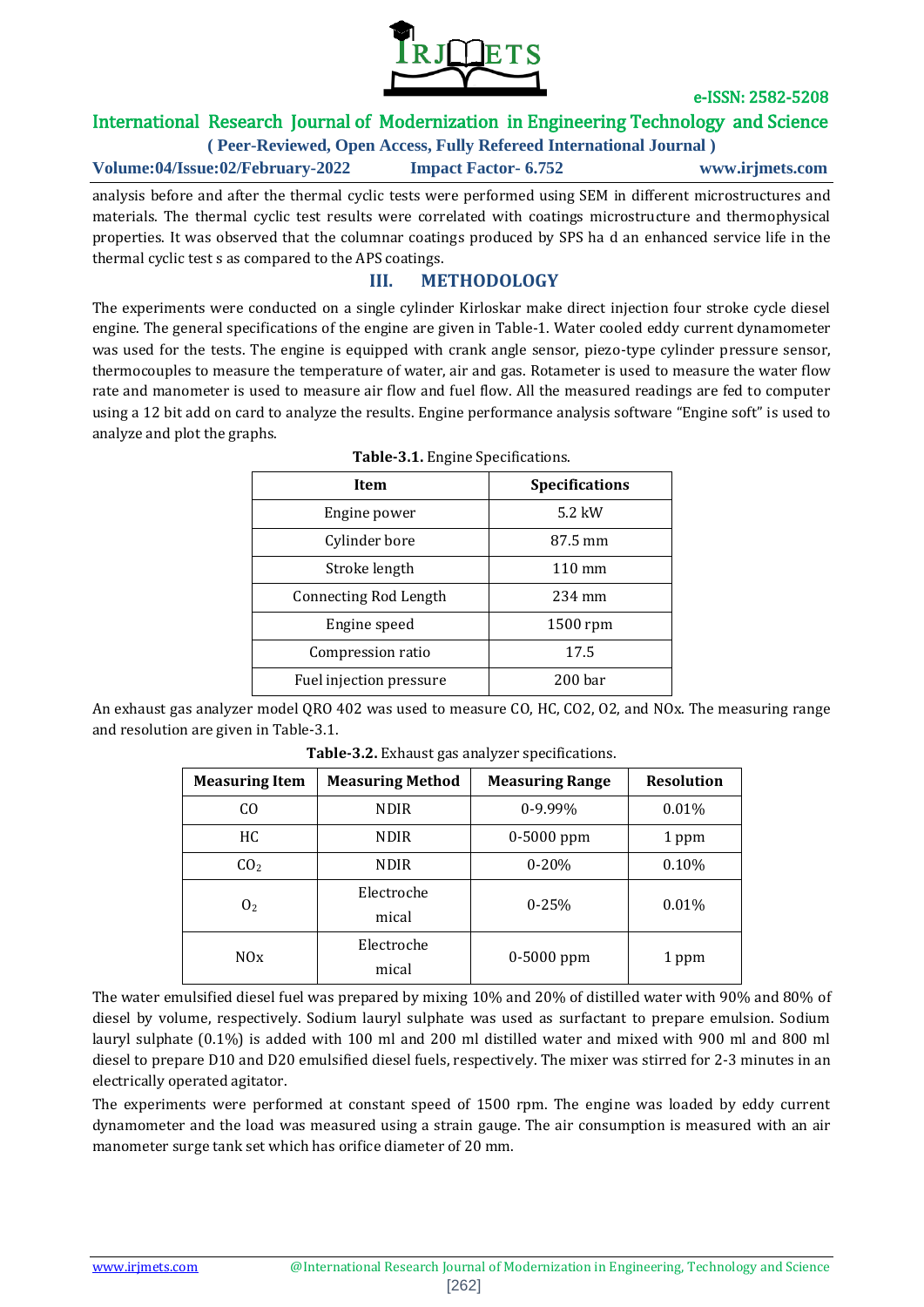analysis before and after the thermal cyclic tests were performed using SEM in different microstructures and materials. The thermal cyclic test results were correlated with coatings microstructure and thermophysical properties. It was observed that the columnar coatings produced by SPS ha d an enhanced service life in the thermal cyclic test s as compared to the APS coatings.

## III. METHODOLOGY

The experiments were conducted on a single cylinder Kirloskar make direct injection four stroke cycle diesel engine. The general specifications of the engine are given in Table-1. Water cooled eddy current dynamometer was used for the tests. The engine is equipped with crank angle sensor, piezo-type cylinder pressure sensor, thermocouples to measure the temperature of water, air and gas. Rotameter is used to measure the water flow rate and manometer is used to measure air flow and fuel flow. All the measured readings are fed to computer using a 12 bit add on card to analyze the results. Engine performance analysis software "Engine soft" is used to analyze and plot the graphs.

**Table-3.1.** Engine Specifications.

| Item | Specifications |
|---|---|
| Engine power | 5.2 kW |
| Cylinder bore | 87.5 mm |
| Stroke length | 110 mm |
| Connecting Rod Length | 234 mm |
| Engine speed | 1500 rpm |
| Compression ratio | 17.5 |
| Fuel injection pressure | 200 bar |

An exhaust gas analyzer model QRO 402 was used to measure CO, HC, CO2, O2, and NOx. The measuring range and resolution are given in Table-3.1.

**Table-3.2.** Exhaust gas analyzer specifications.

| Measuring Item | Measuring Method | Measuring Range | Resolution |
|---|---|---|---|
| CO | NDIR | 0-9.99% | 0.01% |
| HC | NDIR | 0-5000 ppm | 1 ppm |
| $CO_2$ | NDIR | 0-20% | 0.10% |
| $O_2$ | Electrochemical | 0-25% | 0.01% |
| NOx | Electrochemical | 0-5000 ppm | 1 ppm |

The water emulsified diesel fuel was prepared by mixing 10% and 20% of distilled water with 90% and 80% of diesel by volume, respectively. Sodium lauryl sulphate was used as surfactant to prepare emulsion. Sodium lauryl sulphate (0.1%) is added with 100 ml and 200 ml distilled water and mixed with 900 ml and 800 ml diesel to prepare D10 and D20 emulsified diesel fuels, respectively. The mixer was stirred for 2-3 minutes in an electrically operated agitator.

The experiments were performed at constant speed of 1500 rpm. The engine was loaded by eddy current dynamometer and the load was measured using a strain gauge. The air consumption is measured with an air manometer surge tank set which has orifice diameter of 20 mm.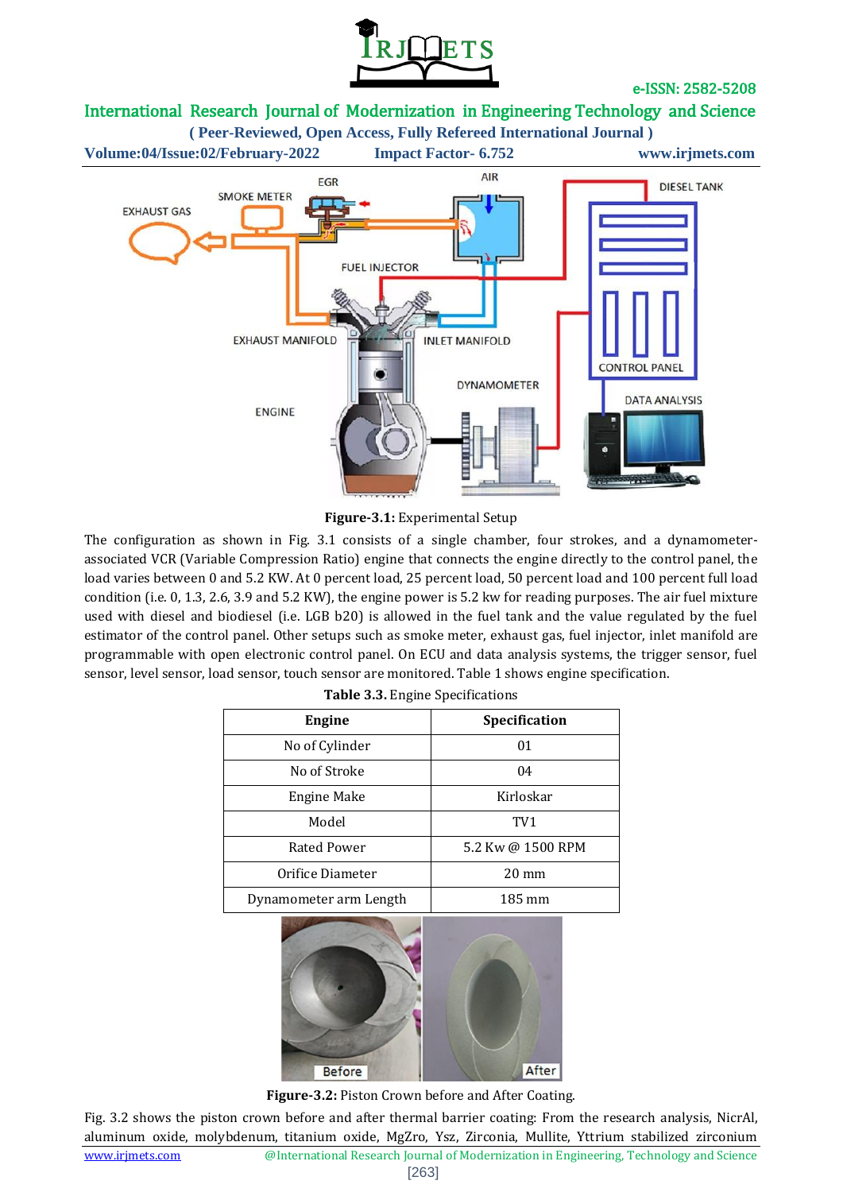**Figure-3.1:** Experimental Setup

The configuration as shown in Fig. 3.1 consists of a single chamber, four strokes, and a dynamometer-associated VCR (Variable Compression Ratio) engine that connects the engine directly to the control panel, the load varies between 0 and 5.2 KW. At 0 percent load, 25 percent load, 50 percent load and 100 percent full load condition (i.e. 0, 1.3, 2.6, 3.9 and 5.2 KW), the engine power is 5.2 kw for reading purposes. The air fuel mixture used with diesel and biodiesel (i.e. LGB b20) is allowed in the fuel tank and the value regulated by the fuel estimator of the control panel. Other setups such as smoke meter, exhaust gas, fuel injector, inlet manifold are programmable with open electronic control panel. On ECU and data analysis systems, the trigger sensor, fuel sensor, level sensor, load sensor, touch sensor are monitored. Table 1 shows engine specification.

**Table 3.3.** Engine Specifications

| Engine | Specification |
| --- | --- |
| No of Cylinder | 01 |
| No of Stroke | 04 |
| Engine Make | Kirloskar |
| Model | TV1 |
| Rated Power | 5.2 Kw @ 1500 RPM |
| Orifice Diameter | 20 mm |
| Dynamometer arm Length | 185 mm |

**Figure-3.2:** Piston Crown before and After Coating.

Fig. 3.2 shows the piston crown before and after thermal barrier coating: From the research analysis, NicrAl, aluminum oxide, molybdenum, titanium oxide, MgZro, Ysz, Zirconia, Mullite, Yttrium stabilized zirconium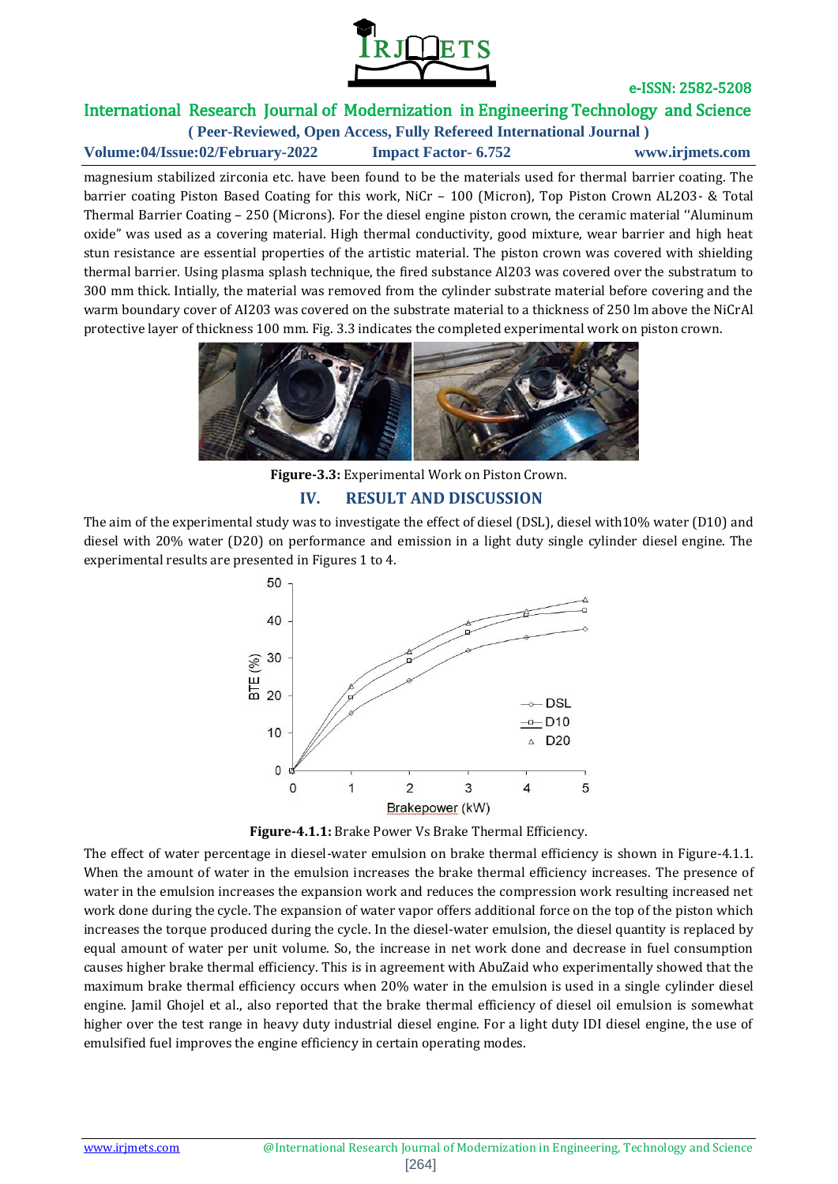magnesium stabilized zirconia etc. have been found to be the materials used for thermal barrier coating. The barrier coating Piston Based Coating for this work, NiCr – 100 (Micron), Top Piston Crown AL2O3- & Total Thermal Barrier Coating – 250 (Microns). For the diesel engine piston crown, the ceramic material ''Aluminum oxide" was used as a covering material. High thermal conductivity, good mixture, wear barrier and high heat stun resistance are essential properties of the artistic material. The piston crown was covered with shielding thermal barrier. Using plasma splash technique, the fired substance Al203 was covered over the substratum to 300 mm thick. Intially, the material was removed from the cylinder substrate material before covering and the warm boundary cover of AI203 was covered on the substrate material to a thickness of 250 lm above the NiCrAl protective layer of thickness 100 mm. Fig. 3.3 indicates the completed experimental work on piston crown.

**Figure-3.3:** Experimental Work on Piston Crown.

## IV. RESULT AND DISCUSSION

The aim of the experimental study was to investigate the effect of diesel (DSL), diesel with10% water (D10) and diesel with 20% water (D20) on performance and emission in a light duty single cylinder diesel engine. The experimental results are presented in Figures 1 to 4.

**Figure-4.1.1:** Brake Power Vs Brake Thermal Efficiency.

The effect of water percentage in diesel-water emulsion on brake thermal efficiency is shown in Figure-4.1.1. When the amount of water in the emulsion increases the brake thermal efficiency increases. The presence of water in the emulsion increases the expansion work and reduces the compression work resulting increased net work done during the cycle. The expansion of water vapor offers additional force on the top of the piston which increases the torque produced during the cycle. In the diesel-water emulsion, the diesel quantity is replaced by equal amount of water per unit volume. So, the increase in net work done and decrease in fuel consumption causes higher brake thermal efficiency. This is in agreement with AbuZaid who experimentally showed that the maximum brake thermal efficiency occurs when 20% water in the emulsion is used in a single cylinder diesel engine. Jamil Ghojel et al., also reported that the brake thermal efficiency of diesel oil emulsion is somewhat higher over the test range in heavy duty industrial diesel engine. For a light duty IDI diesel engine, the use of emulsified fuel improves the engine efficiency in certain operating modes.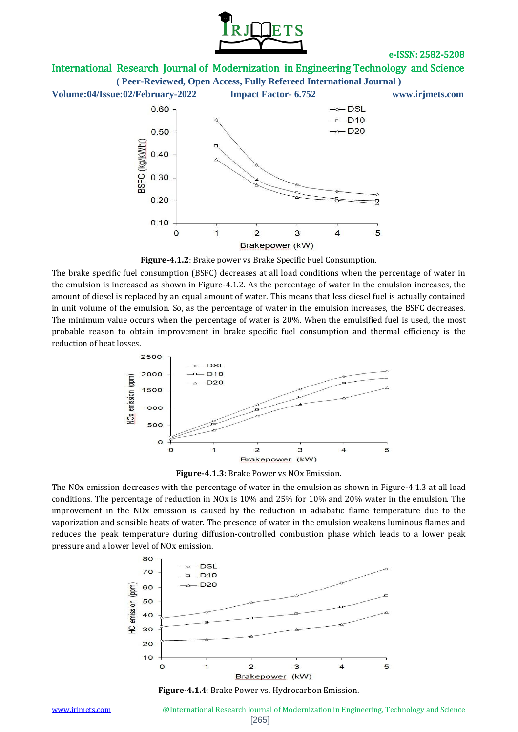**Figure-4.1.2**: Brake power vs Brake Specific Fuel Consumption.

The brake specific fuel consumption (BSFC) decreases at all load conditions when the percentage of water in the emulsion is increased as shown in Figure-4.1.2. As the percentage of water in the emulsion increases, the amount of diesel is replaced by an equal amount of water. This means that less diesel fuel is actually contained in unit volume of the emulsion. So, as the percentage of water in the emulsion increases, the BSFC decreases. The minimum value occurs when the percentage of water is 20%. When the emulsified fuel is used, the most probable reason to obtain improvement in brake specific fuel consumption and thermal efficiency is the reduction of heat losses.

**Figure-4.1.3**: Brake Power vs NOx Emission.

The NOx emission decreases with the percentage of water in the emulsion as shown in Figure-4.1.3 at all load conditions. The percentage of reduction in NOx is 10% and 25% for 10% and 20% water in the emulsion. The improvement in the NOx emission is caused by the reduction in adiabatic flame temperature due to the vaporization and sensible heats of water. The presence of water in the emulsion weakens luminous flames and reduces the peak temperature during diffusion-controlled combustion phase which leads to a lower peak pressure and a lower level of NOx emission.

**Figure-4.1.4**: Brake Power vs. Hydrocarbon Emission.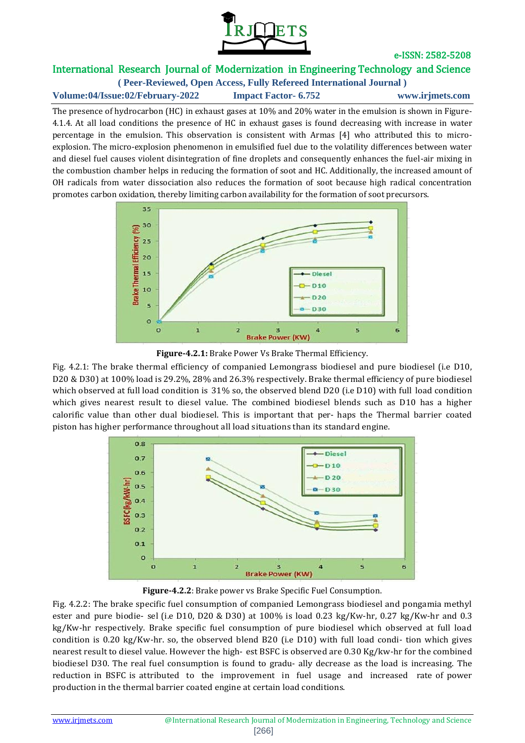The presence of hydrocarbon (HC) in exhaust gases at 10% and 20% water in the emulsion is shown in Figure-4.1.4. At all load conditions the presence of HC in exhaust gases is found decreasing with increase in water percentage in the emulsion. This observation is consistent with Armas [4] who attributed this to micro-explosion. The micro-explosion phenomenon in emulsified fuel due to the volatility differences between water and diesel fuel causes violent disintegration of fine droplets and consequently enhances the fuel-air mixing in the combustion chamber helps in reducing the formation of soot and HC. Additionally, the increased amount of OH radicals from water dissociation also reduces the formation of soot because high radical concentration promotes carbon oxidation, thereby limiting carbon availability for the formation of soot precursors.

**Figure-4.2.1:** Brake Power Vs Brake Thermal Efficiency.

Fig. 4.2.1: The brake thermal efficiency of companied Lemongrass biodiesel and pure biodiesel (i.e D10, D20 & D30) at 100% load is 29.2%, 28% and 26.3% respectively. Brake thermal efficiency of pure biodiesel which observed at full load condition is 31% so, the observed blend D20 (i.e D10) with full load condition which gives nearest result to diesel value. The combined biodiesel blends such as D10 has a higher calorific value than other dual biodiesel. This is important that per- haps the Thermal barrier coated piston has higher performance throughout all load situations than its standard engine.

**Figure-4.2.2**: Brake power vs Brake Specific Fuel Consumption.

Fig. 4.2.2: The brake specific fuel consumption of companied Lemongrass biodiesel and pongamia methyl ester and pure biodie- sel (i.e D10, D20 & D30) at 100% is load 0.23 kg/Kw-hr, 0.27 kg/Kw-hr and 0.3 kg/Kw-hr respectively. Brake specific fuel consumption of pure biodiesel which observed at full load condition is 0.20 kg/Kw-hr. so, the observed blend B20 (i.e D10) with full load condi- tion which gives nearest result to diesel value. However the high- est BSFC is observed are 0.30 Kg/kw-hr for the combined biodiesel D30. The real fuel consumption is found to gradu- ally decrease as the load is increasing. The reduction in BSFC is attributed to the improvement in fuel usage and increased rate of power production in the thermal barrier coated engine at certain load conditions.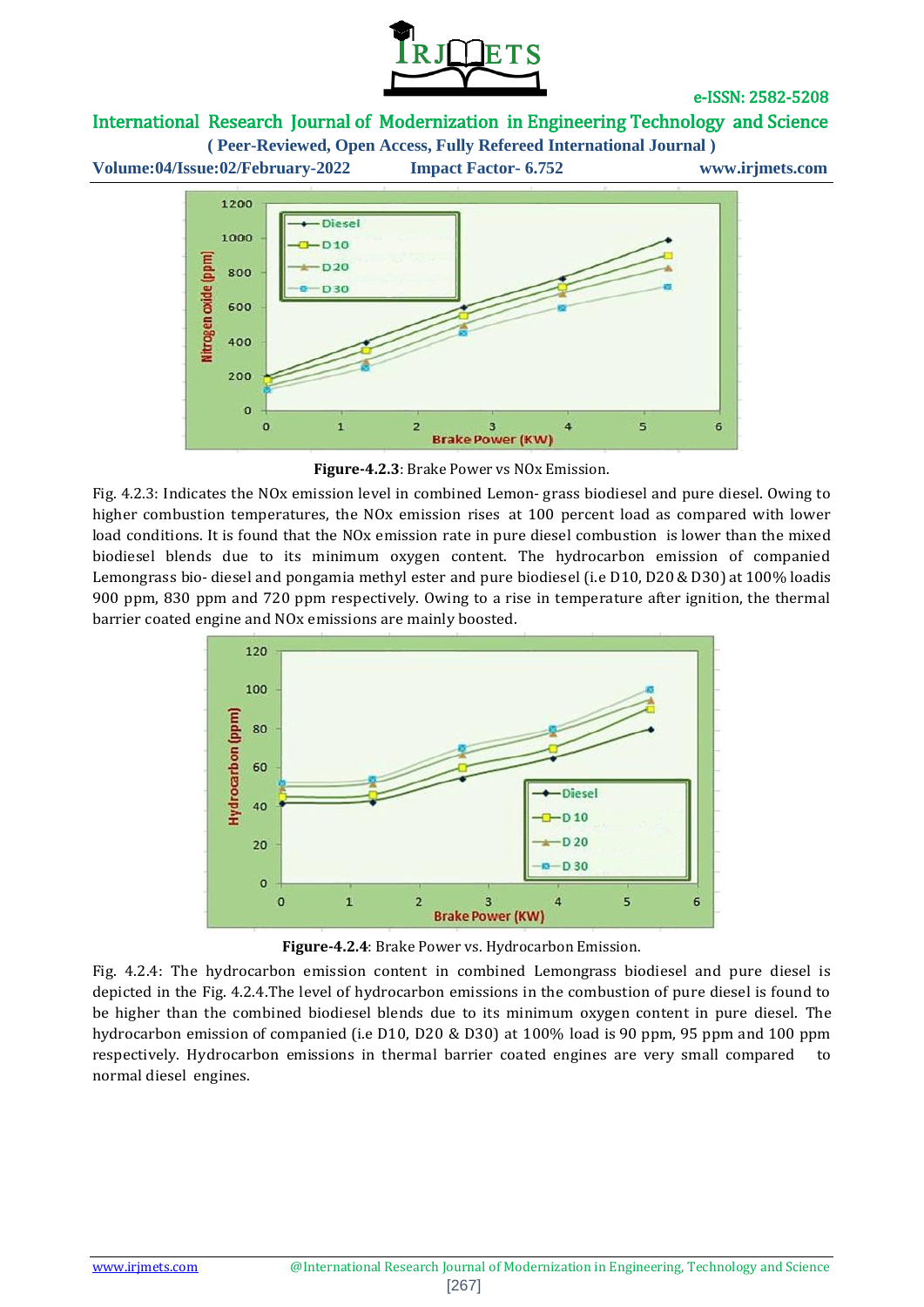**Figure-4.2.3**: Brake Power vs NOx Emission.

Fig. 4.2.3: Indicates the NOx emission level in combined Lemon- grass biodiesel and pure diesel. Owing to higher combustion temperatures, the NOx emission rises at 100 percent load as compared with lower load conditions. It is found that the NOx emission rate in pure diesel combustion is lower than the mixed biodiesel blends due to its minimum oxygen content. The hydrocarbon emission of companied Lemongrass bio- diesel and pongamia methyl ester and pure biodiesel (i.e D10, D20 & D30) at 100% loadis 900 ppm, 830 ppm and 720 ppm respectively. Owing to a rise in temperature after ignition, the thermal barrier coated engine and NOx emissions are mainly boosted.

**Figure-4.2.4**: Brake Power vs. Hydrocarbon Emission.

Fig. 4.2.4: The hydrocarbon emission content in combined Lemongrass biodiesel and pure diesel is depicted in the Fig. 4.2.4.The level of hydrocarbon emissions in the combustion of pure diesel is found to be higher than the combined biodiesel blends due to its minimum oxygen content in pure diesel. The hydrocarbon emission of companied (i.e D10, D20 & D30) at 100% load is 90 ppm, 95 ppm and 100 ppm respectively. Hydrocarbon emissions in thermal barrier coated engines are very small compared to normal diesel engines.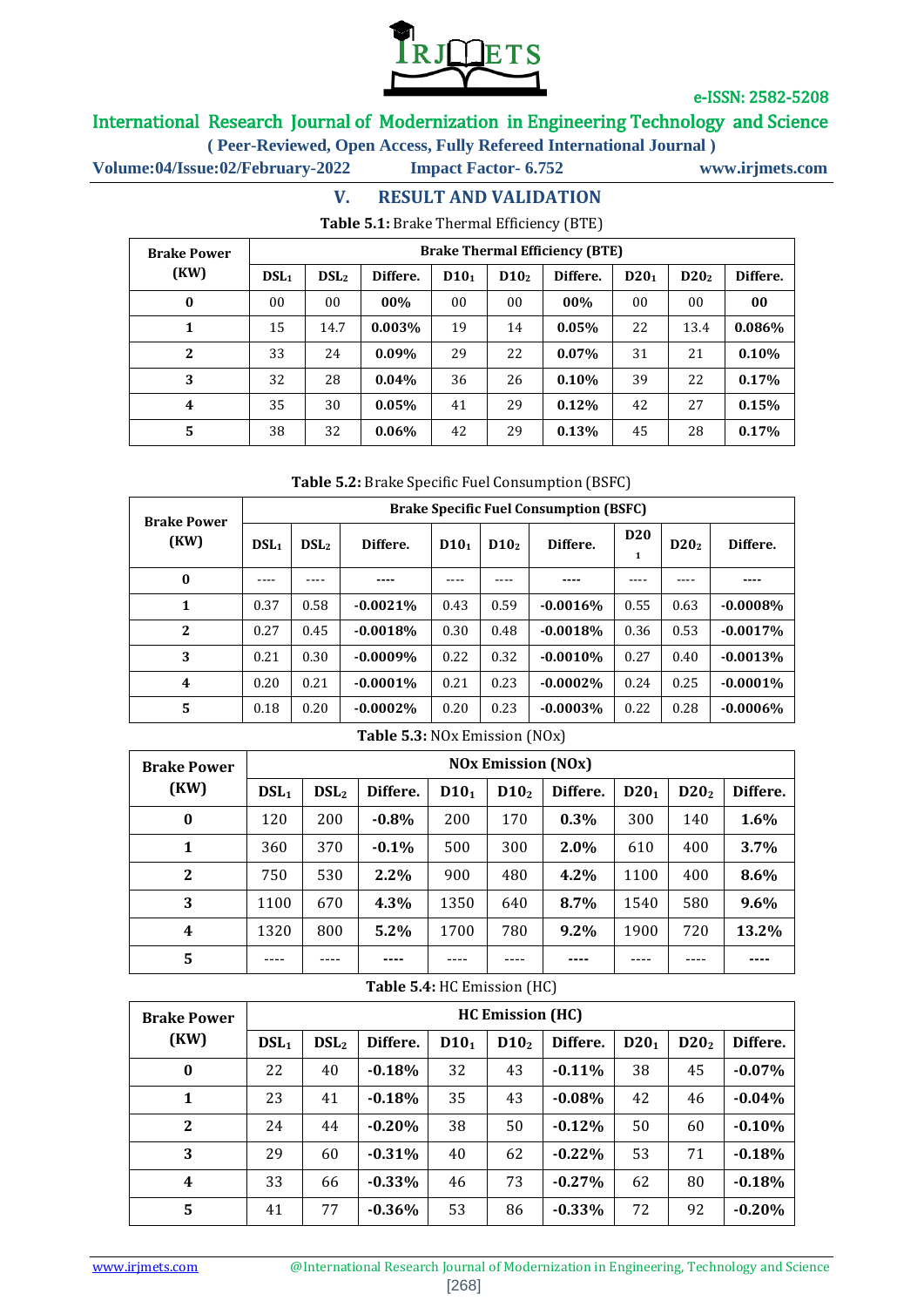## V. RESULT AND VALIDATION

**Table 5.1:** Brake Thermal Efficiency (BTE)

| Brake Power (KW) | Brake Thermal Efficiency (BTE) | | | | | | | | |
|---|---|---|---|---|---|---|---|---|---|
| | $DSL_1$ | $DSL_2$ | Differe. | $D10_1$ | $D10_2$ | Differe. | $D20_1$ | $D20_2$ | Differe. |
| **0** | 00 | 00 | **00%** | 00 | 00 | **00%** | 00 | 00 | **00** |
| **1** | 15 | 14.7 | **0.003%** | 19 | 14 | **0.05%** | 22 | 13.4 | **0.086%** |
| **2** | 33 | 24 | **0.09%** | 29 | 22 | **0.07%** | 31 | 21 | **0.10%** |
| **3** | 32 | 28 | **0.04%** | 36 | 26 | **0.10%** | 39 | 22 | **0.17%** |
| **4** | 35 | 30 | **0.05%** | 41 | 29 | **0.12%** | 42 | 27 | **0.15%** |
| **5** | 38 | 32 | **0.06%** | 42 | 29 | **0.13%** | 45 | 28 | **0.17%** |

**Table 5.2:** Brake Specific Fuel Consumption (BSFC)

| Brake Power (KW) | Brake Specific Fuel Consumption (BSFC) | | | | | | | | |
|---|---|---|---|---|---|---|---|---|---|
| | $DSL_1$ | $DSL_2$ | Differe. | $D10_1$ | $D10_2$ | Differe. | $D20_1$ | $D20_2$ | Differe. |
| **0** | ---- | ---- | **----** | ---- | ---- | **----** | ---- | ---- | **----** |
| **1** | 0.37 | 0.58 | **-0.0021%** | 0.43 | 0.59 | **-0.0016%** | 0.55 | 0.63 | **-0.0008%** |
| **2** | 0.27 | 0.45 | **-0.0018%** | 0.30 | 0.48 | **-0.0018%** | 0.36 | 0.53 | **-0.0017%** |
| **3** | 0.21 | 0.30 | **-0.0009%** | 0.22 | 0.32 | **-0.0010%** | 0.27 | 0.40 | **-0.0013%** |
| **4** | 0.20 | 0.21 | **-0.0001%** | 0.21 | 0.23 | **-0.0002%** | 0.24 | 0.25 | **-0.0001%** |
| **5** | 0.18 | 0.20 | **-0.0002%** | 0.20 | 0.23 | **-0.0003%** | 0.22 | 0.28 | **-0.0006%** |

**Table 5.3:** NOx Emission (NOx)

| Brake Power (KW) | NOx Emission (NOx) | | | | | | | | |
|---|---|---|---|---|---|---|---|---|---|
| | $DSL_1$ | $DSL_2$ | Differe. | $D10_1$ | $D10_2$ | Differe. | $D20_1$ | $D20_2$ | Differe. |
| **0** | 120 | 200 | **-0.8%** | 200 | 170 | **0.3%** | 300 | 140 | **1.6%** |
| **1** | 360 | 370 | **-0.1%** | 500 | 300 | **2.0%** | 610 | 400 | **3.7%** |
| **2** | 750 | 530 | **2.2%** | 900 | 480 | **4.2%** | 1100 | 400 | **8.6%** |
| **3** | 1100 | 670 | **4.3%** | 1350 | 640 | **8.7%** | 1540 | 580 | **9.6%** |
| **4** | 1320 | 800 | **5.2%** | 1700 | 780 | **9.2%** | 1900 | 720 | **13.2%** |
| **5** | ---- | ---- | **----** | ---- | ---- | **----** | ---- | ---- | **----** |

**Table 5.4:** HC Emission (HC)

| Brake Power (KW) | HC Emission (HC) | | | | | | | | |
|---|---|---|---|---|---|---|---|---|---|
| | $DSL_1$ | $DSL_2$ | Differe. | $D10_1$ | $D10_2$ | Differe. | $D20_1$ | $D20_2$ | Differe. |
| **0** | 22 | 40 | **-0.18%** | 32 | 43 | **-0.11%** | 38 | 45 | **-0.07%** |
| **1** | 23 | 41 | **-0.18%** | 35 | 43 | **-0.08%** | 42 | 46 | **-0.04%** |
| **2** | 24 | 44 | **-0.20%** | 38 | 50 | **-0.12%** | 50 | 60 | **-0.10%** |
| **3** | 29 | 60 | **-0.31%** | 40 | 62 | **-0.22%** | 53 | 71 | **-0.18%** |
| **4** | 33 | 66 | **-0.33%** | 46 | 73 | **-0.27%** | 62 | 80 | **-0.18%** |
| **5** | 41 | 77 | **-0.36%** | 53 | 86 | **-0.33%** | 72 | 92 | **-0.20%** |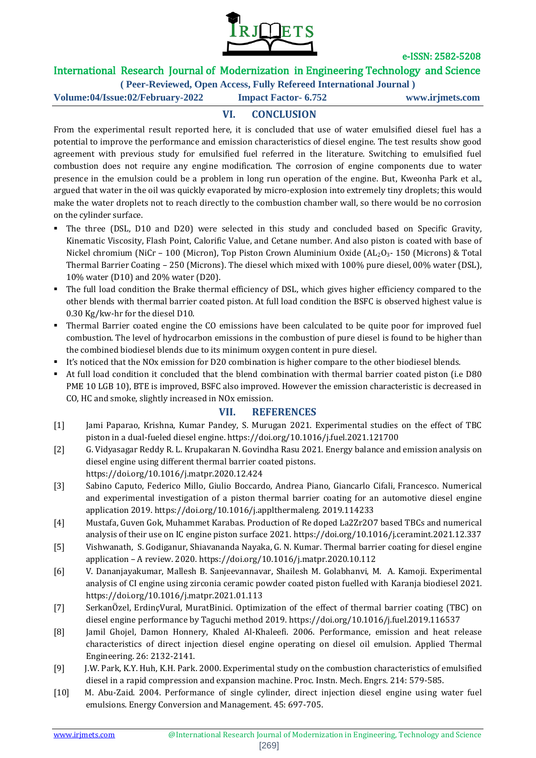## VI. CONCLUSION

From the experimental result reported here, it is concluded that use of water emulsified diesel fuel has a potential to improve the performance and emission characteristics of diesel engine. The test results show good agreement with previous study for emulsified fuel referred in the literature. Switching to emulsified fuel combustion does not require any engine modification. The corrosion of engine components due to water presence in the emulsion could be a problem in long run operation of the engine. But, Kweonha Park et al., argued that water in the oil was quickly evaporated by micro-explosion into extremely tiny droplets; this would make the water droplets not to reach directly to the combustion chamber wall, so there would be no corrosion on the cylinder surface.

- The three (DSL, D10 and D20) were selected in this study and concluded based on Specific Gravity, Kinematic Viscosity, Flash Point, Calorific Value, and Cetane number. And also piston is coated with base of Nickel chromium (NiCr – 100 (Micron), Top Piston Crown Aluminium Oxide ($AL_2O_3$- 150 (Microns) & Total Thermal Barrier Coating – 250 (Microns). The diesel which mixed with 100% pure diesel, 00% water (DSL), 10% water (D10) and 20% water (D20).
- The full load condition the Brake thermal efficiency of DSL, which gives higher efficiency compared to the other blends with thermal barrier coated piston. At full load condition the BSFC is observed highest value is 0.30 Kg/kw-hr for the diesel D10.
- Thermal Barrier coated engine the CO emissions have been calculated to be quite poor for improved fuel combustion. The level of hydrocarbon emissions in the combustion of pure diesel is found to be higher than the combined biodiesel blends due to its minimum oxygen content in pure diesel.
- It's noticed that the NOx emission for D20 combination is higher compare to the other biodiesel blends.
- At full load condition it concluded that the blend combination with thermal barrier coated piston (i.e D80 PME 10 LGB 10), BTE is improved, BSFC also improved. However the emission characteristic is decreased in CO, HC and smoke, slightly increased in NOx emission.

## VII. REFERENCES

[1] Jami Paparao, Krishna, Kumar Pandey, S. Murugan 2021. Experimental studies on the effect of TBC piston in a dual-fueled diesel engine. https://doi.org/10.1016/j.fuel.2021.121700

[2] G. Vidyasagar Reddy R. L. Krupakaran N. Govindha Rasu 2021. Energy balance and emission analysis on diesel engine using different thermal barrier coated pistons. https://doi.org/10.1016/j.matpr.2020.12.424

[3] Sabino Caputo, Federico Millo, Giulio Boccardo, Andrea Piano, Giancarlo Cifali, Francesco. Numerical and experimental investigation of a piston thermal barrier coating for an automotive diesel engine application 2019. https://doi.org/10.1016/j.applthermaleng. 2019.114233

[4] Mustafa, Guven Gok, Muhammet Karabas. Production of Re doped La2Zr2O7 based TBCs and numerical analysis of their use on IC engine piston surface 2021. https://doi.org/10.1016/j.ceramint.2021.12.337

[5] Vishwanath, S. Godiganur, Shiavananda Nayaka, G. N. Kumar. Thermal barrier coating for diesel engine application – A review. 2020. https://doi.org/10.1016/j.matpr.2020.10.112

[6] V. Dananjayakumar, Mallesh B. Sanjeevannavar, Shailesh M. Golabhanvi, M. A. Kamoji. Experimental analysis of CI engine using zirconia ceramic powder coated piston fuelled with Karanja biodiesel 2021. https://doi.org/10.1016/j.matpr.2021.01.113

[7] SerkanÖzel, ErdinçVural, MuratBinici. Optimization of the effect of thermal barrier coating (TBC) on diesel engine performance by Taguchi method 2019. https://doi.org/10.1016/j.fuel.2019.116537

[8] Jamil Ghojel, Damon Honnery, Khaled Al-Khaleefi. 2006. Performance, emission and heat release characteristics of direct injection diesel engine operating on diesel oil emulsion. Applied Thermal Engineering. 26: 2132-2141.

[9] J.W. Park, K.Y. Huh, K.H. Park. 2000. Experimental study on the combustion characteristics of emulsified diesel in a rapid compression and expansion machine. Proc. Instn. Mech. Engrs. 214: 579-585.

[10] M. Abu-Zaid. 2004. Performance of single cylinder, direct injection diesel engine using water fuel emulsions. Energy Conversion and Management. 45: 697-705.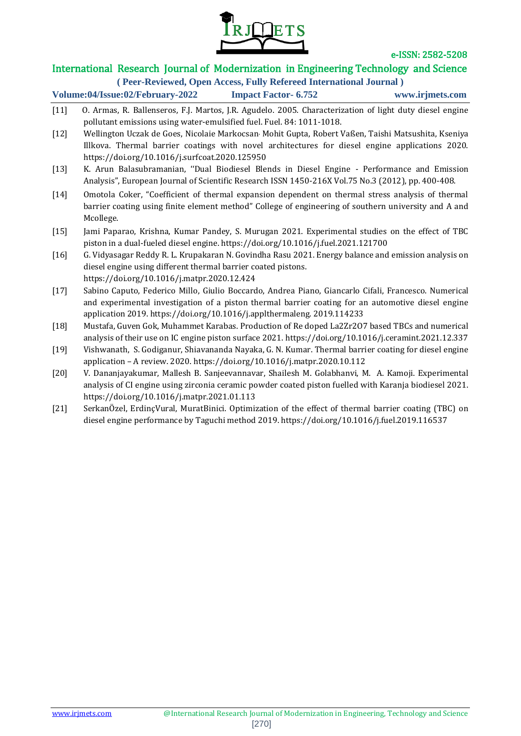[11] O. Armas, R. Ballenseros, F.J. Martos, J.R. Agudelo. 2005. Characterization of light duty diesel engine pollutant emissions using water-emulsified fuel. Fuel. 84: 1011-1018.

[12] Wellington Uczak de Goes, Nicolaie Markocsan, Mohit Gupta, Robert Vaßen, Taishi Matsushita, Kseniya Illkova. Thermal barrier coatings with novel architectures for diesel engine applications 2020. https://doi.org/10.1016/j.surfcoat.2020.125950

[13] K. Arun Balasubramanian, ''Dual Biodiesel Blends in Diesel Engine - Performance and Emission Analysis", European Journal of Scientific Research ISSN 1450-216X Vol.75 No.3 (2012), pp. 400-408.

[14] Omotola Coker, "Coefficient of thermal expansion dependent on thermal stress analysis of thermal barrier coating using finite element method" College of engineering of southern university and A and Mcollege.

[15] Jami Paparao, Krishna, Kumar Pandey, S. Murugan 2021. Experimental studies on the effect of TBC piston in a dual-fueled diesel engine. https://doi.org/10.1016/j.fuel.2021.121700

[16] G. Vidyasagar Reddy R. L. Krupakaran N. Govindha Rasu 2021. Energy balance and emission analysis on diesel engine using different thermal barrier coated pistons. https://doi.org/10.1016/j.matpr.2020.12.424

[17] Sabino Caputo, Federico Millo, Giulio Boccardo, Andrea Piano, Giancarlo Cifali, Francesco. Numerical and experimental investigation of a piston thermal barrier coating for an automotive diesel engine application 2019. https://doi.org/10.1016/j.applthermaleng. 2019.114233

[18] Mustafa, Guven Gok, Muhammet Karabas. Production of Re doped La2Zr2O7 based TBCs and numerical analysis of their use on IC engine piston surface 2021. https://doi.org/10.1016/j.ceramint.2021.12.337

[19] Vishwanath, S. Godiganur, Shiavananda Nayaka, G. N. Kumar. Thermal barrier coating for diesel engine application – A review. 2020. https://doi.org/10.1016/j.matpr.2020.10.112

[20] V. Dananjayakumar, Mallesh B. Sanjeevannavar, Shailesh M. Golabhanvi, M. A. Kamoji. Experimental analysis of CI engine using zirconia ceramic powder coated piston fuelled with Karanja biodiesel 2021. https://doi.org/10.1016/j.matpr.2021.01.113

[21] SerkanÖzel, ErdinçVural, MuratBinici. Optimization of the effect of thermal barrier coating (TBC) on diesel engine performance by Taguchi method 2019. https://doi.org/10.1016/j.fuel.2019.116537